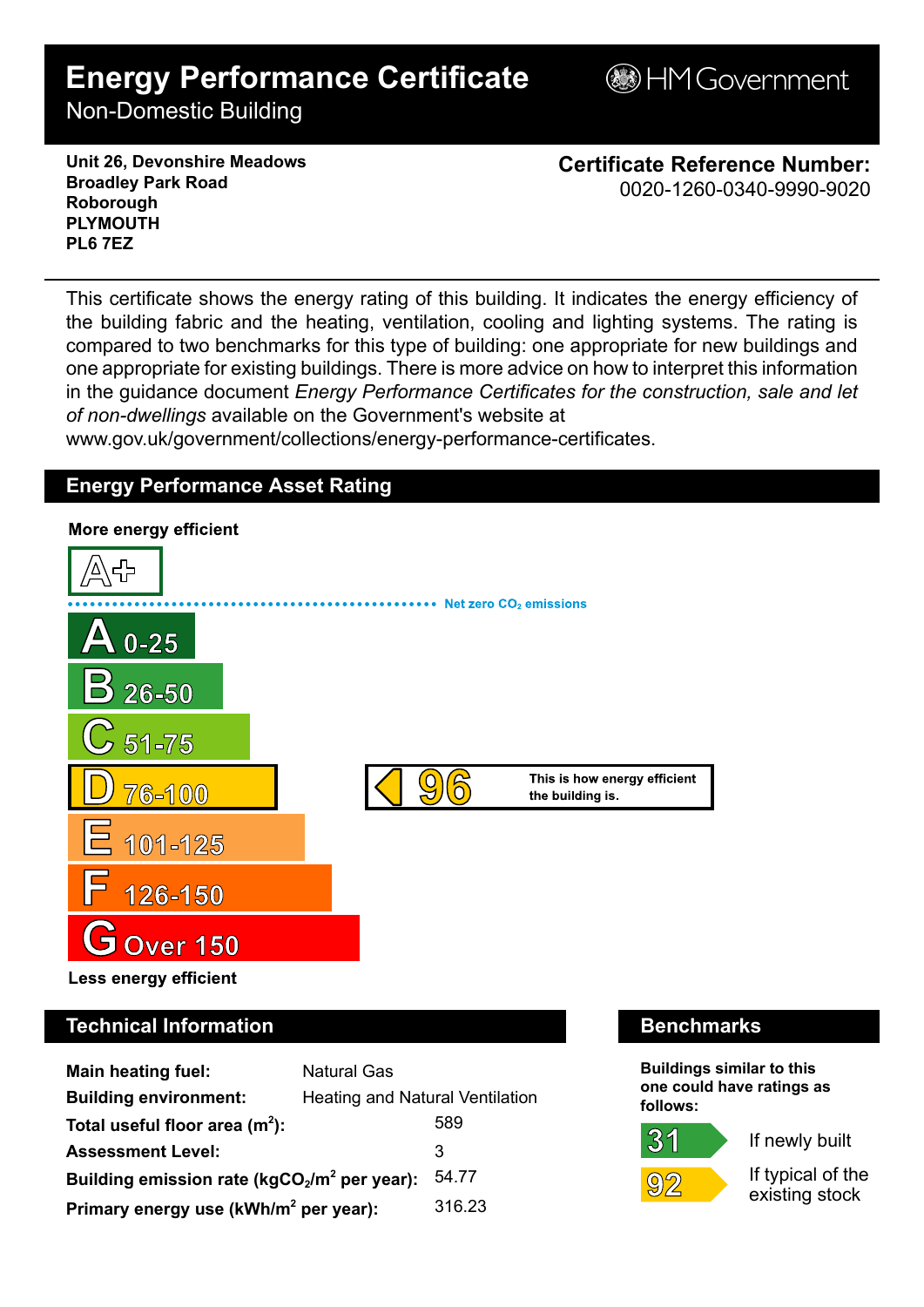# Energy Performance Certificate

Non-Domestic Building

HM Government

**Unit 26, Devonshire Meadows**
**Broadley Park Road**
**Roborough**
**PLYMOUTH**
**PL6 7EZ**

**Certificate Reference Number:**
0020-1260-0340-9990-9020

This certificate shows the energy rating of this building. It indicates the energy efficiency of the building fabric and the heating, ventilation, cooling and lighting systems. The rating is compared to two benchmarks for this type of building: one appropriate for new buildings and one appropriate for existing buildings. There is more advice on how to interpret this information in the guidance document *Energy Performance Certificates for the construction, sale and let of non-dwellings* available on the Government's website at www.gov.uk/government/collections/energy-performance-certificates.

## Energy Performance Asset Rating

**More energy efficient**

A+

Net zero $CO_2$ emissions

- A 0-25
- B 26-50
- C 51-75
- D 76-100
- E 101-125
- F 126-150
- G Over 150

**96** — This is how energy efficient the building is.

**Less energy efficient**

## Technical Information

| | |
|---|---|
| **Main heating fuel:** | Natural Gas |
| **Building environment:** | Heating and Natural Ventilation |
| **Total useful floor area ($m^2$):** | 589 |
| **Assessment Level:** | 3 |
| **Building emission rate ($kgCO_2/m^2$ per year):** | 54.77 |
| **Primary energy use ($kWh/m^2$ per year):** | 316.23 |

## Benchmarks

**Buildings similar to this one could have ratings as follows:**

- **31** If newly built
- **92** If typical of the existing stock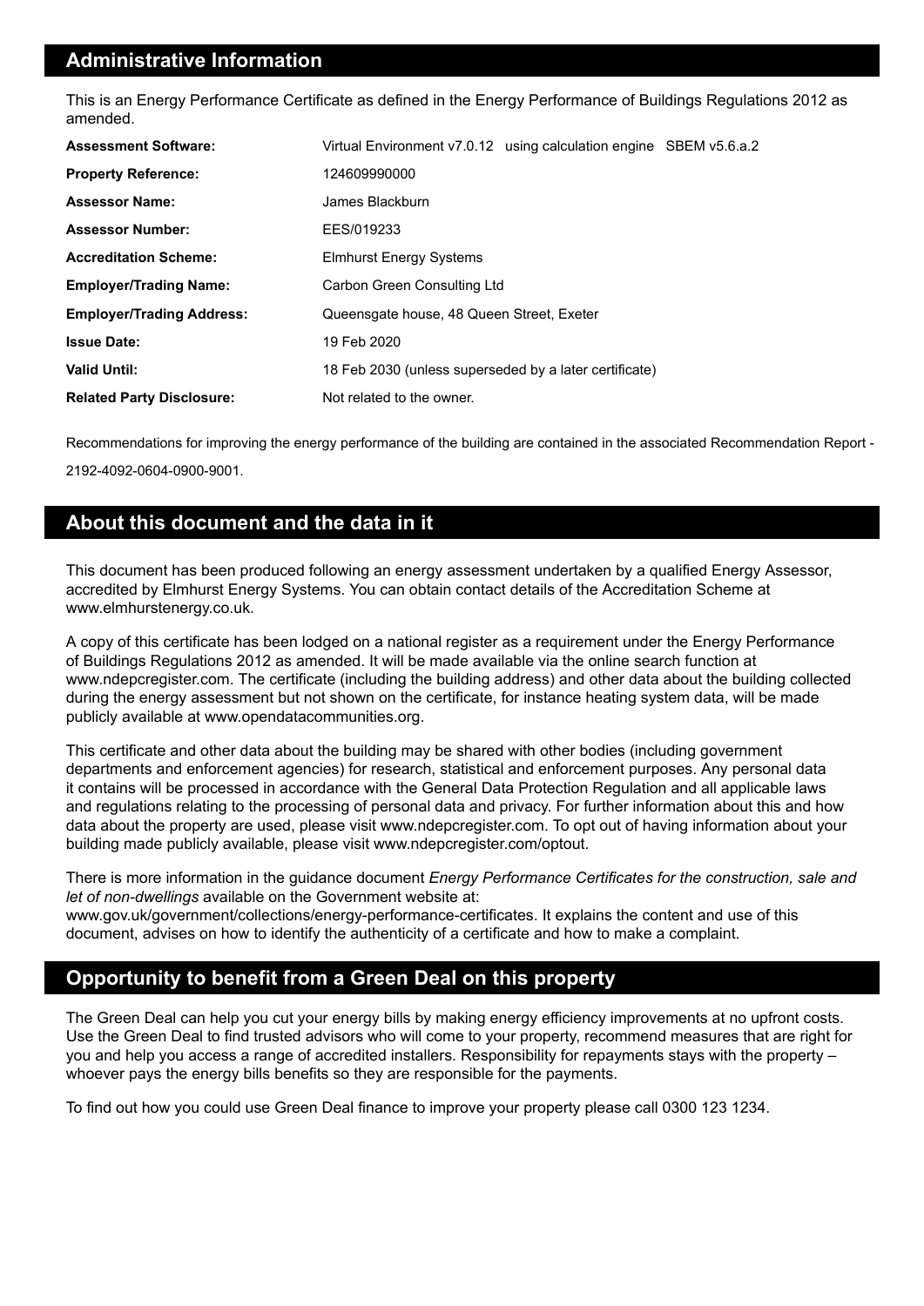## Administrative Information

This is an Energy Performance Certificate as defined in the Energy Performance of Buildings Regulations 2012 as amended.

| | |
|---|---|
| **Assessment Software:** | Virtual Environment v7.0.12 using calculation engine SBEM v5.6.a.2 |
| **Property Reference:** | 124609990000 |
| **Assessor Name:** | James Blackburn |
| **Assessor Number:** | EES/019233 |
| **Accreditation Scheme:** | Elmhurst Energy Systems |
| **Employer/Trading Name:** | Carbon Green Consulting Ltd |
| **Employer/Trading Address:** | Queensgate house, 48 Queen Street, Exeter |
| **Issue Date:** | 19 Feb 2020 |
| **Valid Until:** | 18 Feb 2030 (unless superseded by a later certificate) |
| **Related Party Disclosure:** | Not related to the owner. |

Recommendations for improving the energy performance of the building are contained in the associated Recommendation Report - 2192-4092-0604-0900-9001.

## About this document and the data in it

This document has been produced following an energy assessment undertaken by a qualified Energy Assessor, accredited by Elmhurst Energy Systems. You can obtain contact details of the Accreditation Scheme at www.elmhurstenergy.co.uk.

A copy of this certificate has been lodged on a national register as a requirement under the Energy Performance of Buildings Regulations 2012 as amended. It will be made available via the online search function at www.ndepcregister.com. The certificate (including the building address) and other data about the building collected during the energy assessment but not shown on the certificate, for instance heating system data, will be made publicly available at www.opendatacommunities.org.

This certificate and other data about the building may be shared with other bodies (including government departments and enforcement agencies) for research, statistical and enforcement purposes. Any personal data it contains will be processed in accordance with the General Data Protection Regulation and all applicable laws and regulations relating to the processing of personal data and privacy. For further information about this and how data about the property are used, please visit www.ndepcregister.com. To opt out of having information about your building made publicly available, please visit www.ndepcregister.com/optout.

There is more information in the guidance document *Energy Performance Certificates for the construction, sale and let of non-dwellings* available on the Government website at: www.gov.uk/government/collections/energy-performance-certificates. It explains the content and use of this document, advises on how to identify the authenticity of a certificate and how to make a complaint.

## Opportunity to benefit from a Green Deal on this property

The Green Deal can help you cut your energy bills by making energy efficiency improvements at no upfront costs. Use the Green Deal to find trusted advisors who will come to your property, recommend measures that are right for you and help you access a range of accredited installers. Responsibility for repayments stays with the property – whoever pays the energy bills benefits so they are responsible for the payments.

To find out how you could use Green Deal finance to improve your property please call 0300 123 1234.